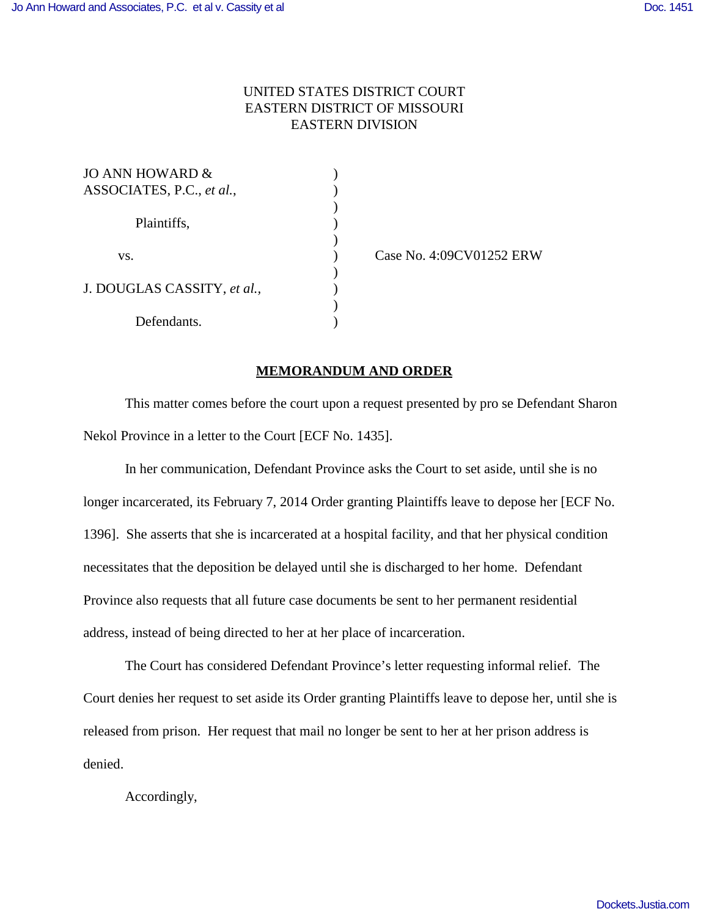UNITED STATES DISTRICT COURT
EASTERN DISTRICT OF MISSOURI
EASTERN DIVISION

| | | |
|---|---|---|
| JO ANN HOWARD & ASSOCIATES, P.C., *et al.*, | ) | |
| Plaintiffs, | ) | |
| vs. | ) | Case No. 4:09CV01252 ERW |
| J. DOUGLAS CASSITY, *et al.*, | ) | |
| Defendants. | ) | |

## MEMORANDUM AND ORDER

This matter comes before the court upon a request presented by pro se Defendant Sharon Nekol Province in a letter to the Court [ECF No. 1435].

In her communication, Defendant Province asks the Court to set aside, until she is no longer incarcerated, its February 7, 2014 Order granting Plaintiffs leave to depose her [ECF No. 1396]. She asserts that she is incarcerated at a hospital facility, and that her physical condition necessitates that the deposition be delayed until she is discharged to her home. Defendant Province also requests that all future case documents be sent to her permanent residential address, instead of being directed to her at her place of incarceration.

The Court has considered Defendant Province's letter requesting informal relief. The Court denies her request to set aside its Order granting Plaintiffs leave to depose her, until she is released from prison. Her request that mail no longer be sent to her at her prison address is denied.

Accordingly,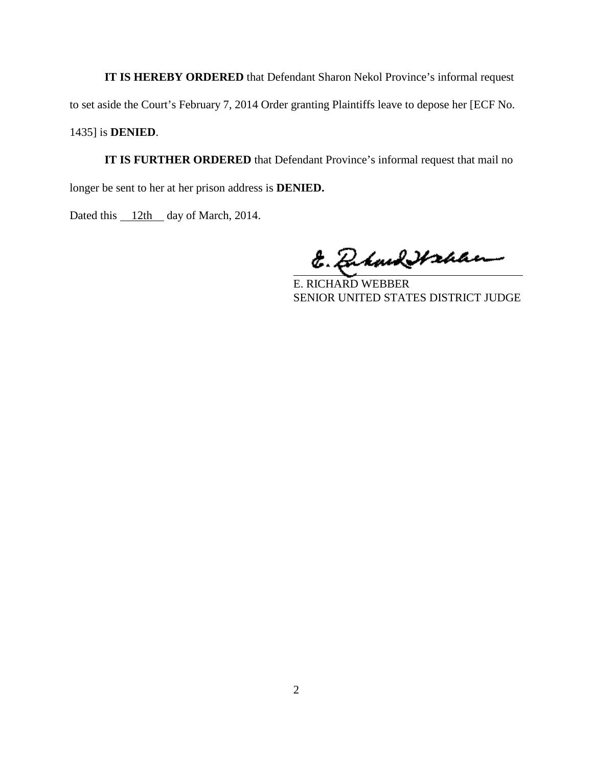**IT IS HEREBY ORDERED** that Defendant Sharon Nekol Province's informal request to set aside the Court's February 7, 2014 Order granting Plaintiffs leave to depose her [ECF No. 1435] is **DENIED**.

**IT IS FURTHER ORDERED** that Defendant Province's informal request that mail no longer be sent to her at her prison address is **DENIED.**

Dated this 12th day of March, 2014.

E. RICHARD WEBBER
SENIOR UNITED STATES DISTRICT JUDGE